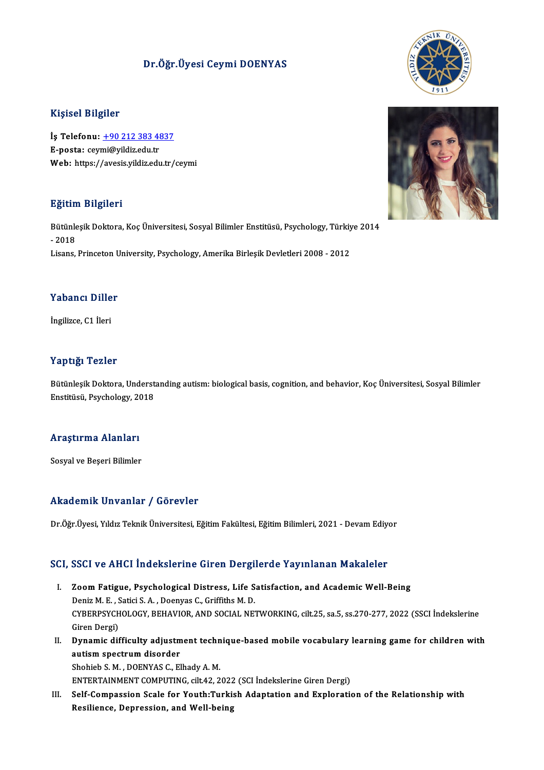# Dr.Öğr.Üyesi Ceymi DOENYAS

## Kişisel Bilgiler

**İş Telefonu:** +90 212 383 4837
**E-posta:** ceymi@yildiz.edu.tr
**Web:** https://avesis.yildiz.edu.tr/ceymi

## Eğitim Bilgileri

Bütünleşik Doktora, Koç Üniversitesi, Sosyal Bilimler Enstitüsü, Psychology, Türkiye 2014 - 2018
Lisans, Princeton University, Psychology, Amerika Birleşik Devletleri 2008 - 2012

## Yabancı Diller

İngilizce, C1 İleri

## Yaptığı Tezler

Bütünleşik Doktora, Understanding autism: biological basis, cognition, and behavior, Koç Üniversitesi, Sosyal Bilimler Enstitüsü, Psychology, 2018

## Araştırma Alanları

Sosyal ve Beşeri Bilimler

## Akademik Unvanlar / Görevler

Dr.Öğr.Üyesi, Yıldız Teknik Üniversitesi, Eğitim Fakültesi, Eğitim Bilimleri, 2021 - Devam Ediyor

## SCI, SSCI ve AHCI İndekslerine Giren Dergilerde Yayınlanan Makaleler

I. **Zoom Fatigue, Psychological Distress, Life Satisfaction, and Academic Well-Being**
Deniz M. E. , Satici S. A. , Doenyas C., Griffiths M. D.
CYBERPSYCHOLOGY, BEHAVIOR, AND SOCIAL NETWORKING, cilt.25, sa.5, ss.270-277, 2022 (SSCI İndekslerine Giren Dergi)

II. **Dynamic difficulty adjustment technique-based mobile vocabulary learning game for children with autism spectrum disorder**
Shohieb S. M. , DOENYAS C., Elhady A. M.
ENTERTAINMENT COMPUTING, cilt.42, 2022 (SCI İndekslerine Giren Dergi)

III. **Self-Compassion Scale for Youth:Turkish Adaptation and Exploration of the Relationship with Resilience, Depression, and Well-being**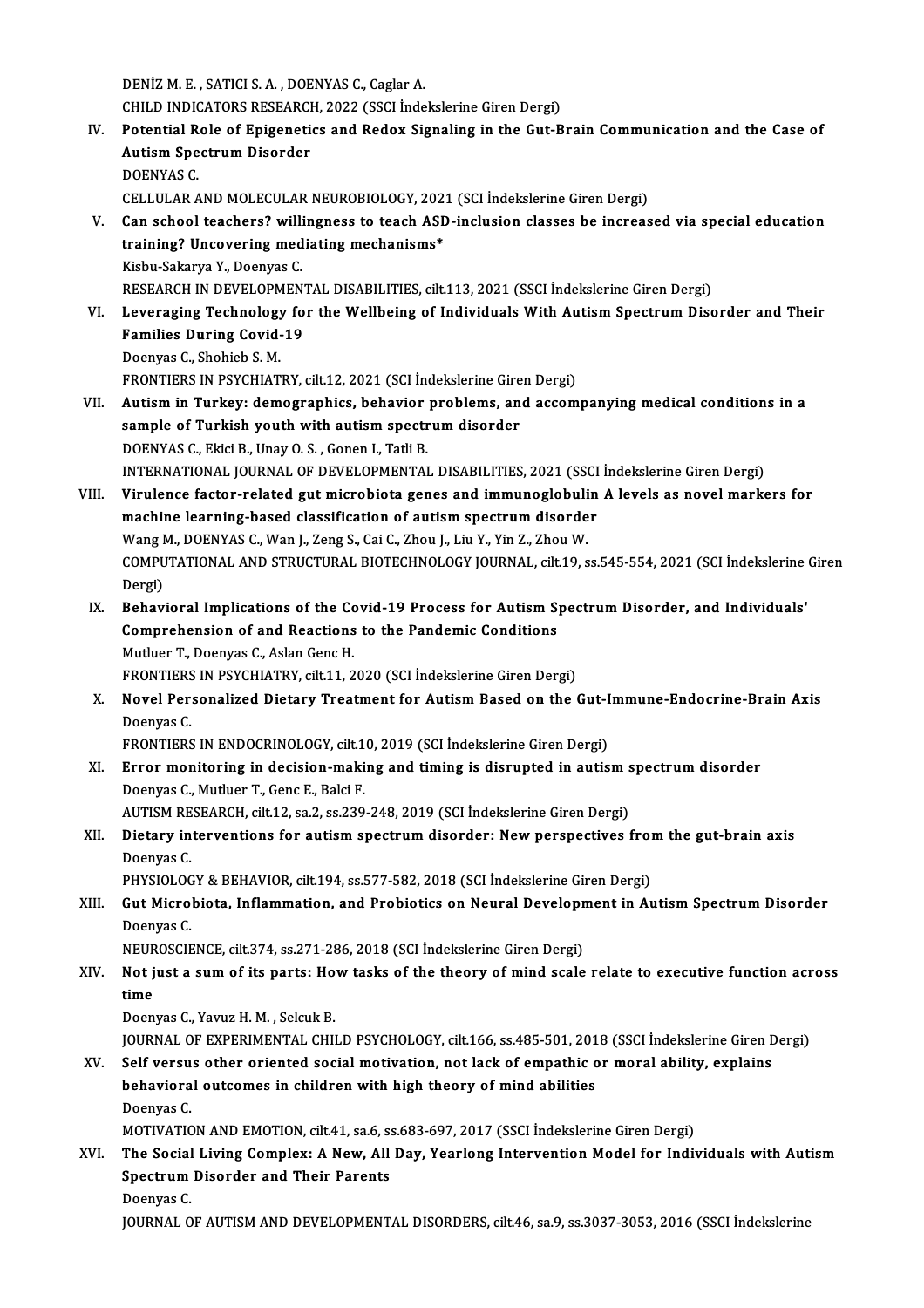DENİZ M. E. , SATICI S. A. , DOENYAS C., Caglar A.
CHILD INDICATORS RESEARCH, 2022 (SSCI İndekslerine Giren Dergi)

IV. **Potential Role of Epigenetics and Redox Signaling in the Gut-Brain Communication and the Case of Autism Spectrum Disorder**
DOENYAS C.
CELLULAR AND MOLECULAR NEUROBIOLOGY, 2021 (SCI İndekslerine Giren Dergi)

V. **Can school teachers? willingness to teach ASD-inclusion classes be increased via special education training? Uncovering mediating mechanisms***
Kisbu-Sakarya Y., Doenyas C.
RESEARCH IN DEVELOPMENTAL DISABILITIES, cilt.113, 2021 (SSCI İndekslerine Giren Dergi)

VI. **Leveraging Technology for the Wellbeing of Individuals With Autism Spectrum Disorder and Their Families During Covid-19**
Doenyas C., Shohieb S. M.
FRONTIERS IN PSYCHIATRY, cilt.12, 2021 (SCI İndekslerine Giren Dergi)

VII. **Autism in Turkey: demographics, behavior problems, and accompanying medical conditions in a sample of Turkish youth with autism spectrum disorder**
DOENYAS C., Ekici B., Unay O. S. , Gonen I., Tatli B.
INTERNATIONAL JOURNAL OF DEVELOPMENTAL DISABILITIES, 2021 (SSCI İndekslerine Giren Dergi)

VIII. **Virulence factor-related gut microbiota genes and immunoglobulin A levels as novel markers for machine learning-based classification of autism spectrum disorder**
Wang M., DOENYAS C., Wan J., Zeng S., Cai C., Zhou J., Liu Y., Yin Z., Zhou W.
COMPUTATIONAL AND STRUCTURAL BIOTECHNOLOGY JOURNAL, cilt.19, ss.545-554, 2021 (SCI İndekslerine Giren Dergi)

IX. **Behavioral Implications of the Covid-19 Process for Autism Spectrum Disorder, and Individuals' Comprehension of and Reactions to the Pandemic Conditions**
Mutluer T., Doenyas C., Aslan Genc H.
FRONTIERS IN PSYCHIATRY, cilt.11, 2020 (SCI İndekslerine Giren Dergi)

X. **Novel Personalized Dietary Treatment for Autism Based on the Gut-Immune-Endocrine-Brain Axis**
Doenyas C.
FRONTIERS IN ENDOCRINOLOGY, cilt.10, 2019 (SCI İndekslerine Giren Dergi)

XI. **Error monitoring in decision-making and timing is disrupted in autism spectrum disorder**
Doenyas C., Mutluer T., Genc E., Balci F.
AUTISM RESEARCH, cilt.12, sa.2, ss.239-248, 2019 (SCI İndekslerine Giren Dergi)

XII. **Dietary interventions for autism spectrum disorder: New perspectives from the gut-brain axis**
Doenyas C.
PHYSIOLOGY & BEHAVIOR, cilt.194, ss.577-582, 2018 (SCI İndekslerine Giren Dergi)

XIII. **Gut Microbiota, Inflammation, and Probiotics on Neural Development in Autism Spectrum Disorder**
Doenyas C.
NEUROSCIENCE, cilt.374, ss.271-286, 2018 (SCI İndekslerine Giren Dergi)

XIV. **Not just a sum of its parts: How tasks of the theory of mind scale relate to executive function across time**
Doenyas C., Yavuz H. M. , Selcuk B.
JOURNAL OF EXPERIMENTAL CHILD PSYCHOLOGY, cilt.166, ss.485-501, 2018 (SSCI İndekslerine Giren Dergi)

XV. **Self versus other oriented social motivation, not lack of empathic or moral ability, explains behavioral outcomes in children with high theory of mind abilities**
Doenyas C.
MOTIVATION AND EMOTION, cilt.41, sa.6, ss.683-697, 2017 (SSCI İndekslerine Giren Dergi)

XVI. **The Social Living Complex: A New, All Day, Yearlong Intervention Model for Individuals with Autism Spectrum Disorder and Their Parents**
Doenyas C.
JOURNAL OF AUTISM AND DEVELOPMENTAL DISORDERS, cilt.46, sa.9, ss.3037-3053, 2016 (SSCI İndekslerine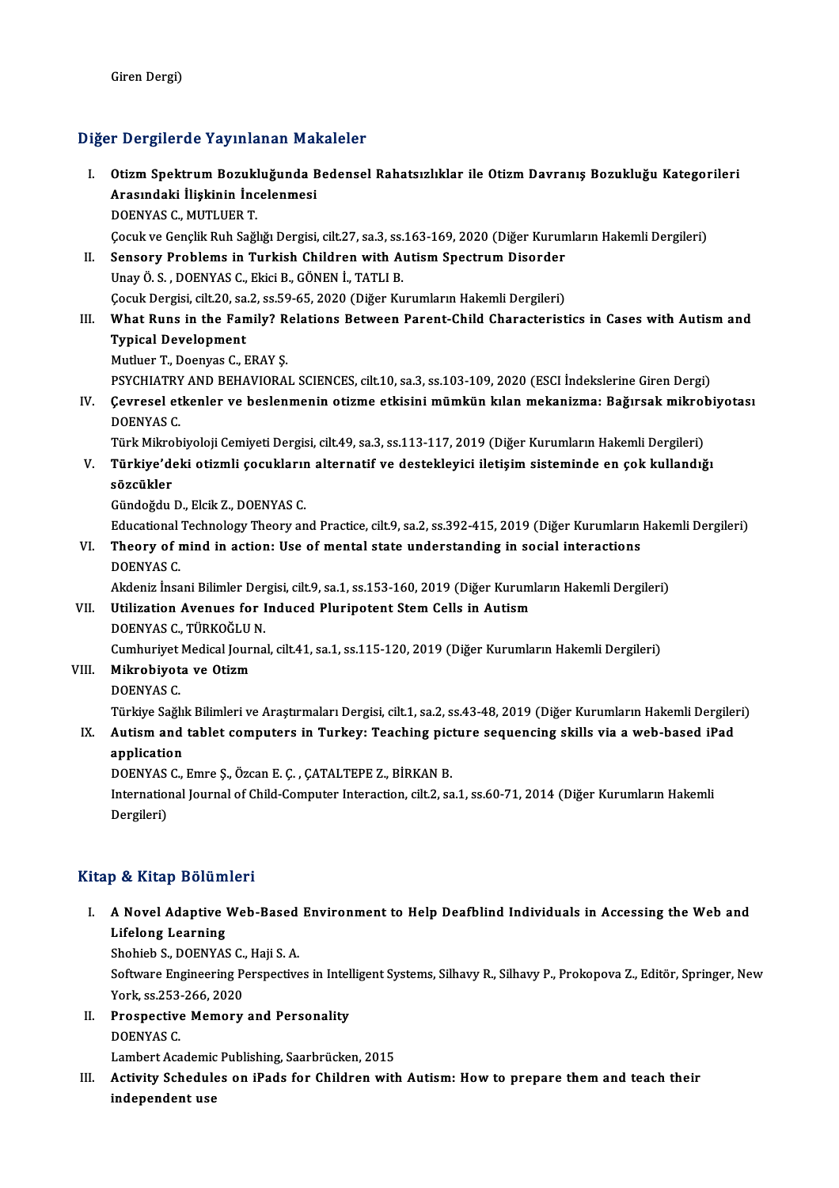Giren Dergi)

## Diğer Dergilerde Yayınlanan Makaleler

I. **Otizm Spektrum Bozukluğunda Bedensel Rahatsızlıklar ile Otizm Davranış Bozukluğu Kategorileri Arasındaki İlişkinin İncelenmesi**
   DOENYAS C., MUTLUER T.
   Çocuk ve Gençlik Ruh Sağlığı Dergisi, cilt.27, sa.3, ss.163-169, 2020 (Diğer Kurumların Hakemli Dergileri)

II. **Sensory Problems in Turkish Children with Autism Spectrum Disorder**
   Unay Ö. S. , DOENYAS C., Ekici B., GÖNEN İ., TATLI B.
   Çocuk Dergisi, cilt.20, sa.2, ss.59-65, 2020 (Diğer Kurumların Hakemli Dergileri)

III. **What Runs in the Family? Relations Between Parent-Child Characteristics in Cases with Autism and Typical Development**
   Mutluer T., Doenyas C., ERAY Ş.
   PSYCHIATRY AND BEHAVIORAL SCIENCES, cilt.10, sa.3, ss.103-109, 2020 (ESCI İndekslerine Giren Dergi)

IV. **Çevresel etkenler ve beslenmenin otizme etkisini mümkün kılan mekanizma: Bağırsak mikrobiyotası**
   DOENYAS C.
   Türk Mikrobiyoloji Cemiyeti Dergisi, cilt.49, sa.3, ss.113-117, 2019 (Diğer Kurumların Hakemli Dergileri)

V. **Türkiye'deki otizmli çocukların alternatif ve destekleyici iletişim sisteminde en çok kullandığı sözcükler**
   Gündoğdu D., Elcik Z., DOENYAS C.
   Educational Technology Theory and Practice, cilt.9, sa.2, ss.392-415, 2019 (Diğer Kurumların Hakemli Dergileri)

VI. **Theory of mind in action: Use of mental state understanding in social interactions**
   DOENYAS C.
   Akdeniz İnsani Bilimler Dergisi, cilt.9, sa.1, ss.153-160, 2019 (Diğer Kurumların Hakemli Dergileri)

VII. **Utilization Avenues for Induced Pluripotent Stem Cells in Autism**
   DOENYAS C., TÜRKOĞLU N.
   Cumhuriyet Medical Journal, cilt.41, sa.1, ss.115-120, 2019 (Diğer Kurumların Hakemli Dergileri)

VIII. **Mikrobiyota ve Otizm**
   DOENYAS C.
   Türkiye Sağlık Bilimleri ve Araştırmaları Dergisi, cilt.1, sa.2, ss.43-48, 2019 (Diğer Kurumların Hakemli Dergileri)

IX. **Autism and tablet computers in Turkey: Teaching picture sequencing skills via a web-based iPad application**
   DOENYAS C., Emre Ş., Özcan E. Ç. , ÇATALTEPE Z., BİRKAN B.
   International Journal of Child-Computer Interaction, cilt.2, sa.1, ss.60-71, 2014 (Diğer Kurumların Hakemli Dergileri)

## Kitap & Kitap Bölümleri

I. **A Novel Adaptive Web-Based Environment to Help Deafblind Individuals in Accessing the Web and Lifelong Learning**
   Shohieb S., DOENYAS C., Haji S. A.
   Software Engineering Perspectives in Intelligent Systems, Silhavy R., Silhavy P., Prokopova Z., Editör, Springer, New York, ss.253-266, 2020

II. **Prospective Memory and Personality**
   DOENYAS C.
   Lambert Academic Publishing, Saarbrücken, 2015

III. **Activity Schedules on iPads for Children with Autism: How to prepare them and teach their independent use**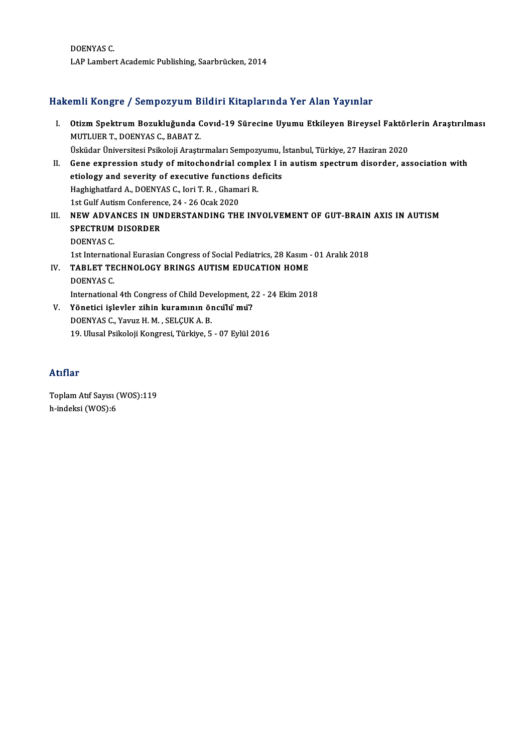DOENYAS C.
LAP Lambert Academic Publishing, Saarbrücken, 2014

## Hakemli Kongre / Sempozyum Bildiri Kitaplarında Yer Alan Yayınlar

I. **Otizm Spektrum Bozukluğunda Covid-19 Sürecine Uyumu Etkileyen Bireysel Faktörlerin Araştırılması**
MUTLUER T., DOENYAS C., BABAT Z.
Üsküdar Üniversitesi Psikoloji Araştırmaları Sempozyumu, İstanbul, Türkiye, 27 Haziran 2020

II. **Gene expression study of mitochondrial complex I in autism spectrum disorder, association with etiology and severity of executive functions deficits**
Haghighatfard A., DOENYAS C., Iori T. R. , Ghamari R.
1st Gulf Autism Conference, 24 - 26 Ocak 2020

III. **NEW ADVANCES IN UNDERSTANDING THE INVOLVEMENT OF GUT-BRAIN AXIS IN AUTISM SPECTRUM DISORDER**
DOENYAS C.
1st International Eurasian Congress of Social Pediatrics, 28 Kasım - 01 Aralık 2018

IV. **TABLET TECHNOLOGY BRINGS AUTISM EDUCATION HOME**
DOENYAS C.
International 4th Congress of Child Development, 22 - 24 Ekim 2018

V. **Yönetici işlevler zihin kuramının öncülü mü?**
DOENYAS C., Yavuz H. M. , SELÇUK A. B.
19. Ulusal Psikoloji Kongresi, Türkiye, 5 - 07 Eylül 2016

## Atıflar

Toplam Atıf Sayısı (WOS):119
h-indeksi (WOS):6